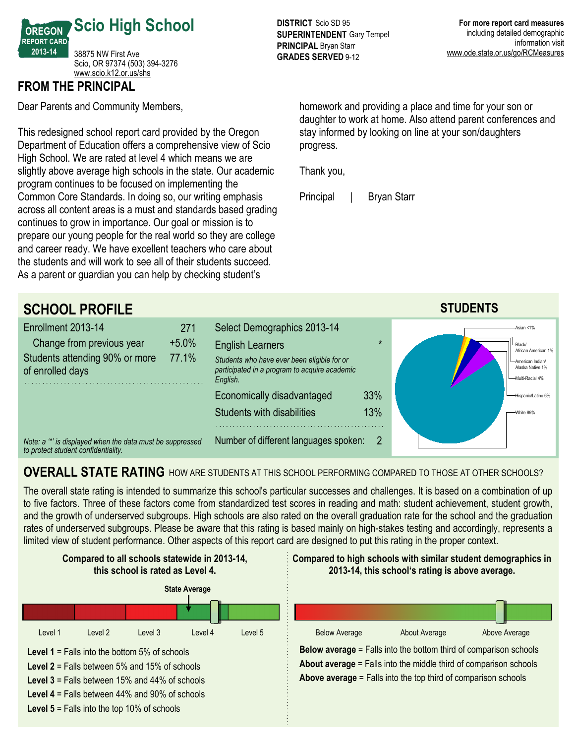# Scio High School

OREGON REPORT CARD 2013-14

38875 NW First Ave
Scio, OR 97374 (503) 394-3276
www.scio.k12.or.us/shs

**DISTRICT** Scio SD 95
**SUPERINTENDENT** Gary Tempel
**PRINCIPAL** Bryan Starr
**GRADES SERVED** 9-12

**For more report card measures** including detailed demographic information visit www.ode.state.or.us/go/RCMeasures

## FROM THE PRINCIPAL

Dear Parents and Community Members,

This redesigned school report card provided by the Oregon Department of Education offers a comprehensive view of Scio High School. We are rated at level 4 which means we are slightly above average high schools in the state. Our academic program continues to be focused on implementing the Common Core Standards. In doing so, our writing emphasis across all content areas is a must and standards based grading continues to grow in importance. Our goal or mission is to prepare our young people for the real world so they are college and career ready. We have excellent teachers who care about the students and will work to see all of their students succeed. As a parent or guardian you can help by checking student's homework and providing a place and time for your son or daughter to work at home. Also attend parent conferences and stay informed by looking on line at your son/daughters progress.

Thank you,

Principal | Bryan Starr

## SCHOOL PROFILE

| | |
|---|---|
| Enrollment 2013-14 | 271 |
| Change from previous year | +5.0% |
| Students attending 90% or more of enrolled days | 77.1% |

*Note: a '*' is displayed when the data must be suppressed to protect student confidentiality.*

| Select Demographics 2013-14 | |
|---|---|
| English Learners | * |
| *Students who have ever been eligible for or participated in a program to acquire academic English.* | |
| Economically disadvantaged | 33% |
| Students with disabilities | 13% |
| Number of different languages spoken: | 2 |

## STUDENTS

Asian <1%
Black/African American 1%
American Indian/Alaska Native 1%
Multi-Racial 4%
Hispanic/Latino 6%
White 89%

## OVERALL STATE RATING HOW ARE STUDENTS AT THIS SCHOOL PERFORMING COMPARED TO THOSE AT OTHER SCHOOLS?

The overall state rating is intended to summarize this school's particular successes and challenges. It is based on a combination of up to five factors. Three of these factors come from standardized test scores in reading and math: student achievement, student growth, and the growth of underserved subgroups. High schools are also rated on the overall graduation rate for the school and the graduation rates of underserved subgroups. Please be aware that this rating is based mainly on high-stakes testing and accordingly, represents a limited view of student performance. Other aspects of this report card are designed to put this rating in the proper context.

**Compared to all schools statewide in 2013-14, this school is rated as Level 4.**

State Average

Level 1 | Level 2 | Level 3 | Level 4 | Level 5

**Level 1** = Falls into the bottom 5% of schools
**Level 2** = Falls between 5% and 15% of schools
**Level 3** = Falls between 15% and 44% of schools
**Level 4** = Falls between 44% and 90% of schools
**Level 5** = Falls into the top 10% of schools

**Compared to high schools with similar student demographics in 2013-14, this school's rating is above average.**

Below Average | About Average | Above Average

**Below average** = Falls into the bottom third of comparison schools
**About average** = Falls into the middle third of comparison schools
**Above average** = Falls into the top third of comparison schools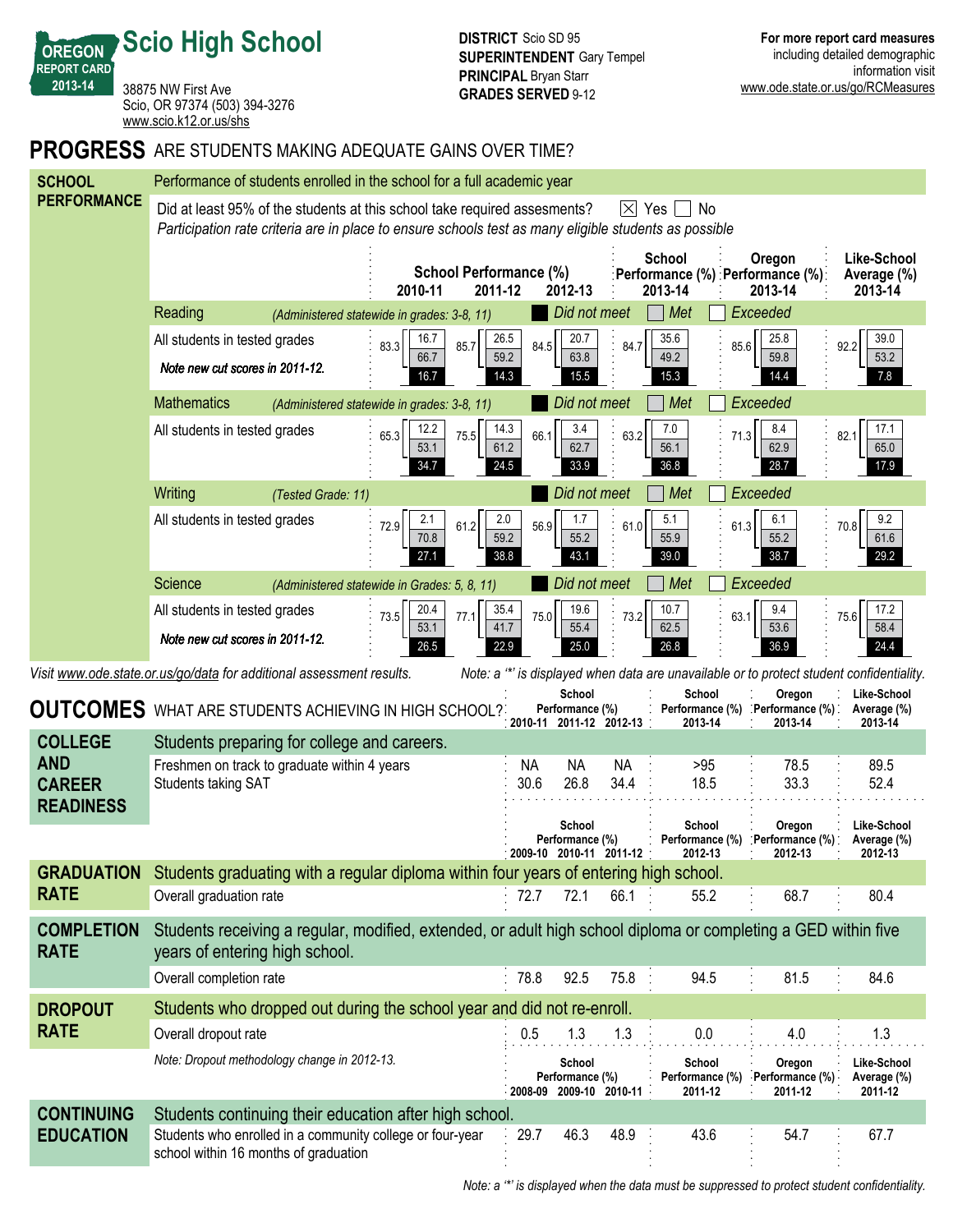# Scio High School

OREGON REPORT CARD 2013-14

38875 NW First Ave
Scio, OR 97374 (503) 394-3276
www.scio.k12.or.us/shs

**DISTRICT** Scio SD 95
**SUPERINTENDENT** Gary Tempel
**PRINCIPAL** Bryan Starr
**GRADES SERVED** 9-12

**For more report card measures** including detailed demographic information visit www.ode.state.or.us/go/RCMeasures

## PROGRESS ARE STUDENTS MAKING ADEQUATE GAINS OVER TIME?

### SCHOOL PERFORMANCE

Performance of students enrolled in the school for a full academic year

Did at least 95% of the students at this school take required assesments? [X] Yes [ ] No

*Participation rate criteria are in place to ensure schools test as many eligible students as possible*

Legend: Did not meet / Met / Exceeded. Values shown as total (Met + Exceeded) followed by Exceeded / Met / Did not meet.

| | School Performance (%) 2010-11 | 2011-12 | 2012-13 | School Performance (%) 2013-14 | Oregon Performance (%) 2013-14 | Like-School Average (%) 2013-14 |
|---|---|---|---|---|---|---|
| **Reading** *(Administered statewide in grades: 3-8, 11)* | | | | | | |
| All students in tested grades — *Note new cut scores in 2011-12.* | 83.3 (Exceeded 16.7 / Met 66.7 / Did not meet 16.7) | 85.7 (26.5 / 59.2 / 14.3) | 84.5 (20.7 / 63.8 / 15.5) | 84.7 (35.6 / 49.2 / 15.3) | 85.6 (25.8 / 59.8 / 14.4) | 92.2 (39.0 / 53.2 / 7.8) |
| **Mathematics** *(Administered statewide in grades: 3-8, 11)* | | | | | | |
| All students in tested grades | 65.3 (12.2 / 53.1 / 34.7) | 75.5 (14.3 / 61.2 / 24.5) | 66.1 (3.4 / 62.7 / 33.9) | 63.2 (7.0 / 56.1 / 36.8) | 71.3 (8.4 / 62.9 / 28.7) | 82.1 (17.1 / 65.0 / 17.9) |
| **Writing** *(Tested Grade: 11)* | | | | | | |
| All students in tested grades | 72.9 (2.1 / 70.8 / 27.1) | 61.2 (2.0 / 59.2 / 38.8) | 56.9 (1.7 / 55.2 / 43.1) | 61.0 (5.1 / 55.9 / 39.0) | 61.3 (6.1 / 55.2 / 38.7) | 70.8 (9.2 / 61.6 / 29.2) |
| **Science** *(Administered statewide in Grades: 5, 8, 11)* | | | | | | |
| All students in tested grades — *Note new cut scores in 2011-12.* | 73.5 (20.4 / 53.1 / 26.5) | 77.1 (35.4 / 41.7 / 22.9) | 75.0 (19.6 / 55.4 / 25.0) | 73.2 (10.7 / 62.5 / 26.8) | 63.1 (9.4 / 53.6 / 36.9) | 75.6 (17.2 / 58.4 / 24.4) |

*Visit www.ode.state.or.us/go/data for additional assessment results.*

*Note: a '\*' is displayed when data are unavailable or to protect student confidentiality.*

## OUTCOMES WHAT ARE STUDENTS ACHIEVING IN HIGH SCHOOL?

### COLLEGE AND CAREER READINESS

Students preparing for college and careers.

| | School Performance (%) 2010-11 | 2011-12 | 2012-13 | School Performance (%) 2013-14 | Oregon Performance (%) 2013-14 | Like-School Average (%) 2013-14 |
|---|---|---|---|---|---|---|
| Freshmen on track to graduate within 4 years | NA | NA | NA | >95 | 78.5 | 89.5 |
| Students taking SAT | 30.6 | 26.8 | 34.4 | 18.5 | 33.3 | 52.4 |

### GRADUATION RATE

Students graduating with a regular diploma within four years of entering high school.

| | School Performance (%) 2009-10 | 2010-11 | 2011-12 | School Performance (%) 2012-13 | Oregon Performance (%) 2012-13 | Like-School Average (%) 2012-13 |
|---|---|---|---|---|---|---|
| Overall graduation rate | 72.7 | 72.1 | 66.1 | 55.2 | 68.7 | 80.4 |

### COMPLETION RATE

Students receiving a regular, modified, extended, or adult high school diploma or completing a GED within five years of entering high school.

| | School Performance (%) 2009-10 | 2010-11 | 2011-12 | School Performance (%) 2012-13 | Oregon Performance (%) 2012-13 | Like-School Average (%) 2012-13 |
|---|---|---|---|---|---|---|
| Overall completion rate | 78.8 | 92.5 | 75.8 | 94.5 | 81.5 | 84.6 |

### DROPOUT RATE

Students who dropped out during the school year and did not re-enroll.

| | School Performance (%) 2009-10 | 2010-11 | 2011-12 | School Performance (%) 2012-13 | Oregon Performance (%) 2012-13 | Like-School Average (%) 2012-13 |
|---|---|---|---|---|---|---|
| Overall dropout rate | 0.5 | 1.3 | 1.3 | 0.0 | 4.0 | 1.3 |

*Note: Dropout methodology change in 2012-13.*

### CONTINUING EDUCATION

Students continuing their education after high school.

| | School Performance (%) 2008-09 | 2009-10 | 2010-11 | School Performance (%) 2011-12 | Oregon Performance (%) 2011-12 | Like-School Average (%) 2011-12 |
|---|---|---|---|---|---|---|
| Students who enrolled in a community college or four-year school within 16 months of graduation | 29.7 | 46.3 | 48.9 | 43.6 | 54.7 | 67.7 |

*Note: a '\*' is displayed when the data must be suppressed to protect student confidentiality.*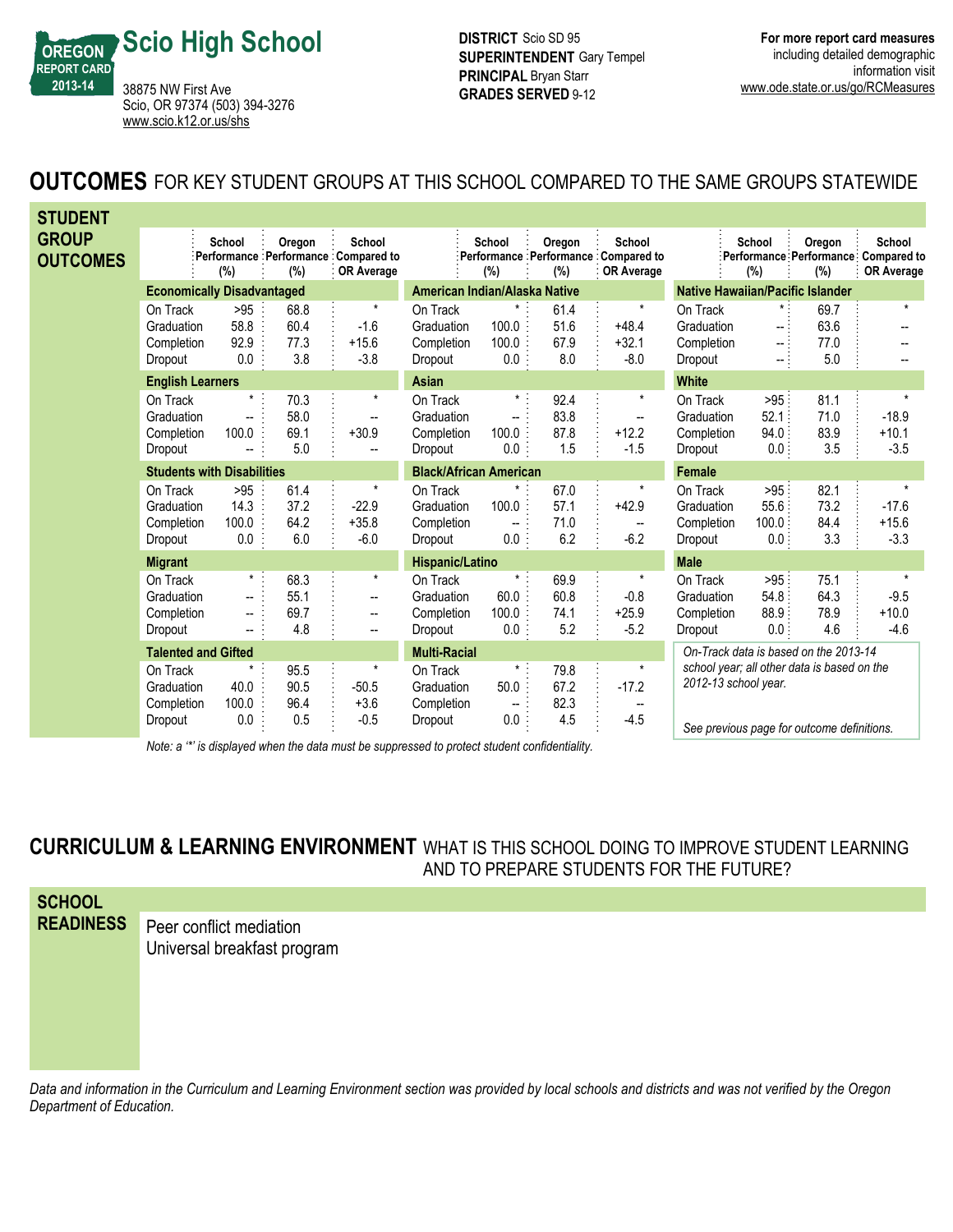# Scio High School

OREGON REPORT CARD 2013-14

38875 NW First Ave
Scio, OR 97374 (503) 394-3276
www.scio.k12.or.us/shs

**DISTRICT** Scio SD 95
**SUPERINTENDENT** Gary Tempel
**PRINCIPAL** Bryan Starr
**GRADES SERVED** 9-12

**For more report card measures** including detailed demographic information visit www.ode.state.or.us/go/RCMeasures

## OUTCOMES FOR KEY STUDENT GROUPS AT THIS SCHOOL COMPARED TO THE SAME GROUPS STATEWIDE

### STUDENT GROUP OUTCOMES

| | School Performance (%) | Oregon Performance (%) | School Compared to OR Average |
|---|---|---|---|
| **Economically Disadvantaged** | | | |
| On Track | >95 | 68.8 | * |
| Graduation | 58.8 | 60.4 | -1.6 |
| Completion | 92.9 | 77.3 | +15.6 |
| Dropout | 0.0 | 3.8 | -3.8 |
| **English Learners** | | | |
| On Track | * | 70.3 | * |
| Graduation | -- | 58.0 | -- |
| Completion | 100.0 | 69.1 | +30.9 |
| Dropout | -- | 5.0 | -- |
| **Students with Disabilities** | | | |
| On Track | >95 | 61.4 | * |
| Graduation | 14.3 | 37.2 | -22.9 |
| Completion | 100.0 | 64.2 | +35.8 |
| Dropout | 0.0 | 6.0 | -6.0 |
| **Migrant** | | | |
| On Track | * | 68.3 | * |
| Graduation | -- | 55.1 | -- |
| Completion | -- | 69.7 | -- |
| Dropout | -- | 4.8 | -- |
| **Talented and Gifted** | | | |
| On Track | * | 95.5 | * |
| Graduation | 40.0 | 90.5 | -50.5 |
| Completion | 100.0 | 96.4 | +3.6 |
| Dropout | 0.0 | 0.5 | -0.5 |
| **American Indian/Alaska Native** | | | |
| On Track | * | 61.4 | * |
| Graduation | 100.0 | 51.6 | +48.4 |
| Completion | 100.0 | 67.9 | +32.1 |
| Dropout | 0.0 | 8.0 | -8.0 |
| **Asian** | | | |
| On Track | * | 92.4 | * |
| Graduation | -- | 83.8 | -- |
| Completion | 100.0 | 87.8 | +12.2 |
| Dropout | 0.0 | 1.5 | -1.5 |
| **Black/African American** | | | |
| On Track | * | 67.0 | * |
| Graduation | 100.0 | 57.1 | +42.9 |
| Completion | -- | 71.0 | -- |
| Dropout | 0.0 | 6.2 | -6.2 |
| **Hispanic/Latino** | | | |
| On Track | * | 69.9 | * |
| Graduation | 60.0 | 60.8 | -0.8 |
| Completion | 100.0 | 74.1 | +25.9 |
| Dropout | 0.0 | 5.2 | -5.2 |
| **Multi-Racial** | | | |
| On Track | * | 79.8 | * |
| Graduation | 50.0 | 67.2 | -17.2 |
| Completion | -- | 82.3 | -- |
| Dropout | 0.0 | 4.5 | -4.5 |
| **Native Hawaiian/Pacific Islander** | | | |
| On Track | * | 69.7 | * |
| Graduation | -- | 63.6 | -- |
| Completion | -- | 77.0 | -- |
| Dropout | -- | 5.0 | -- |
| **White** | | | |
| On Track | >95 | 81.1 | * |
| Graduation | 52.1 | 71.0 | -18.9 |
| Completion | 94.0 | 83.9 | +10.1 |
| Dropout | 0.0 | 3.5 | -3.5 |
| **Female** | | | |
| On Track | >95 | 82.1 | * |
| Graduation | 55.6 | 73.2 | -17.6 |
| Completion | 100.0 | 84.4 | +15.6 |
| Dropout | 0.0 | 3.3 | -3.3 |
| **Male** | | | |
| On Track | >95 | 75.1 | * |
| Graduation | 54.8 | 64.3 | -9.5 |
| Completion | 88.9 | 78.9 | +10.0 |
| Dropout | 0.0 | 4.6 | -4.6 |

*On-Track data is based on the 2013-14 school year; all other data is based on the 2012-13 school year.*

*See previous page for outcome definitions.*

*Note: a '*' is displayed when the data must be suppressed to protect student confidentiality.*

## CURRICULUM & LEARNING ENVIRONMENT WHAT IS THIS SCHOOL DOING TO IMPROVE STUDENT LEARNING AND TO PREPARE STUDENTS FOR THE FUTURE?

### SCHOOL READINESS

Peer conflict mediation
Universal breakfast program

*Data and information in the Curriculum and Learning Environment section was provided by local schools and districts and was not verified by the Oregon Department of Education.*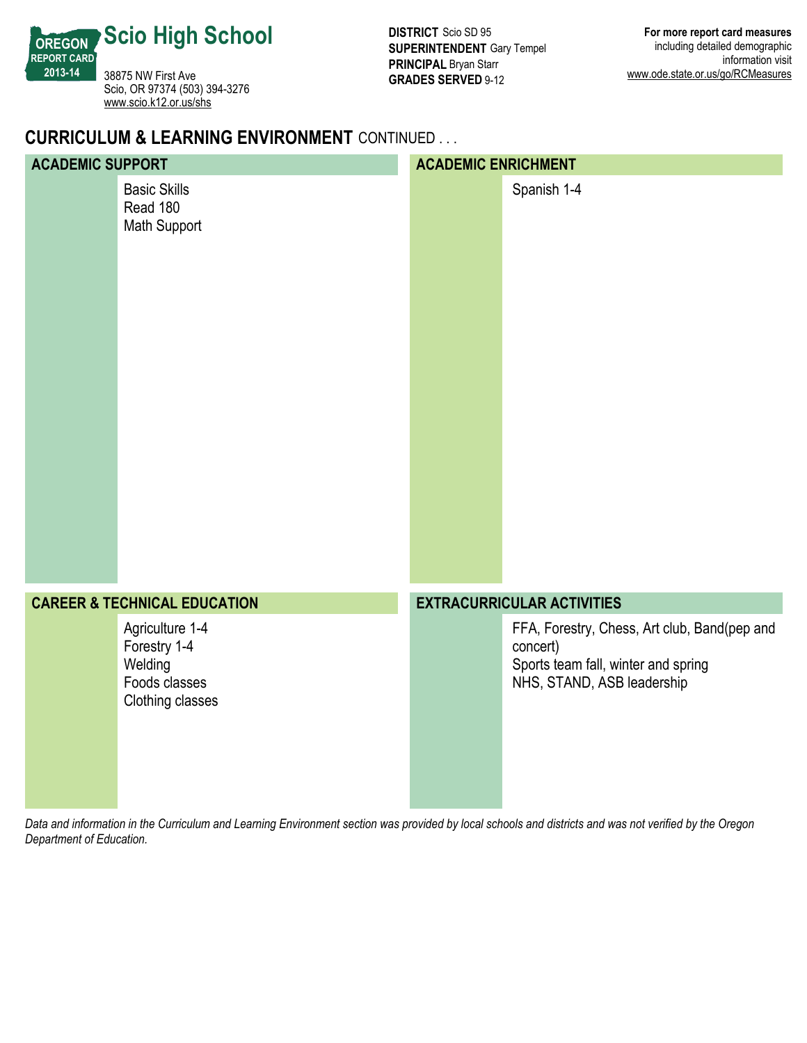# Scio High School

OREGON REPORT CARD 2013-14

38875 NW First Ave
Scio, OR 97374 (503) 394-3276
www.scio.k12.or.us/shs

**DISTRICT** Scio SD 95
**SUPERINTENDENT** Gary Tempel
**PRINCIPAL** Bryan Starr
**GRADES SERVED** 9-12

**For more report card measures** including detailed demographic information visit www.ode.state.or.us/go/RCMeasures

## CURRICULUM & LEARNING ENVIRONMENT CONTINUED . . .

### ACADEMIC SUPPORT

Basic Skills
Read 180
Math Support

### ACADEMIC ENRICHMENT

Spanish 1-4

### CAREER & TECHNICAL EDUCATION

Agriculture 1-4
Forestry 1-4
Welding
Foods classes
Clothing classes

### EXTRACURRICULAR ACTIVITIES

FFA, Forestry, Chess, Art club, Band(pep and concert)
Sports team fall, winter and spring
NHS, STAND, ASB leadership

*Data and information in the Curriculum and Learning Environment section was provided by local schools and districts and was not verified by the Oregon Department of Education.*